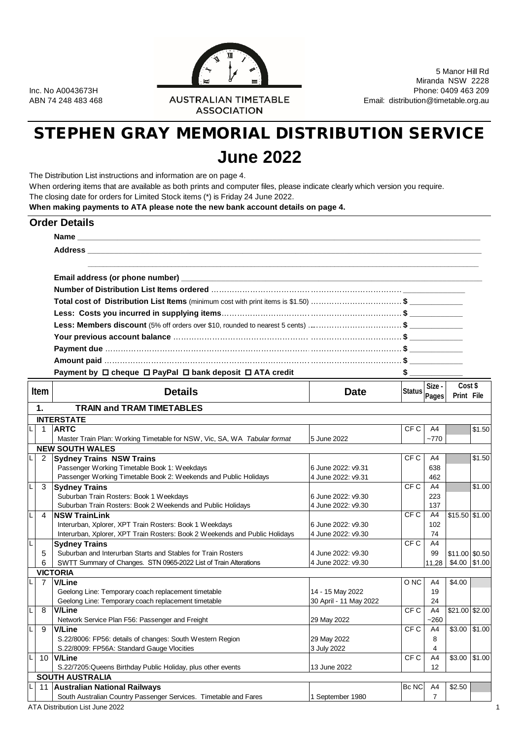Inc. No A0043673H
ABN 74 248 483 468

AUSTRALIAN TIMETABLE ASSOCIATION

5 Manor Hill Rd
Miranda NSW 2228
Phone: 0409 463 209
Email: distribution@timetable.org.au

# STEPHEN GRAY MEMORIAL DISTRIBUTION SERVICE

# June 2022

The Distribution List instructions and information are on page 4.
When ordering items that are available as both prints and computer files, please indicate clearly which version you require.
The closing date for orders for Limited Stock items (*) is Friday 24 June 2022.
**When making payments to ATA please note the new bank account details on page 4.**

## Order Details

**Name** ______________________________

**Address** ______________________________

______________________________

**Email address (or phone number)** ______________________________

**Number of Distribution List Items ordered** ……………………… ______________

**Total cost of Distribution List Items** (minimum cost with print items is $1.50) ……………… **$** ____________

**Less: Costs you incurred in supplying items**……………………… **$** ____________

**Less: Members discount** (5% off orders over $10, rounded to nearest 5 cents) ……………… **$** ____________

**Your previous account balance** ……………………… **$** ____________

**Payment due** ……………………… **$** ____________

**Amount paid** ……………………… **$** ____________

**Payment by ☐ cheque ☐ PayPal ☐ bank deposit ☐ ATA credit** **$** ____________

| | Item | Details | Date | Status | Size - Pages | Cost $ Print | Cost $ File |
|---|---|---|---|---|---|---|---|
| | **1.** | **TRAIN and TRAM TIMETABLES** | | | | | |
| | | **INTERSTATE** | | | | | |
| L | 1 | **ARTC** | | CF C | A4 | | $1.50 |
| | | Master Train Plan: Working Timetable for NSW, Vic, SA, WA *Tabular format* | 5 June 2022 | | ~770 | | |
| | | **NEW SOUTH WALES** | | | | | |
| L | 2 | **Sydney Trains NSW Trains** | | CF C | A4 | | $1.50 |
| | | Passenger Working Timetable Book 1: Weekdays | 6 June 2022: v9.31 | | 638 | | |
| | | Passenger Working Timetable Book 2: Weekends and Public Holidays | 4 June 2022: v9.31 | | 462 | | |
| L | 3 | **Sydney Trains** | | CF C | A4 | | $1.00 |
| | | Suburban Train Rosters: Book 1 Weekdays | 6 June 2022: v9.30 | | 223 | | |
| | | Suburban Train Rosters: Book 2 Weekends and Public Holidays | 4 June 2022: v9.30 | | 137 | | |
| L | 4 | **NSW TrainLink** | | CF C | A4 | $15.50 | $1.00 |
| | | Interurban, Xplorer, XPT Train Rosters: Book 1 Weekdays | 6 June 2022: v9.30 | | 102 | | |
| | | Interurban, Xplorer, XPT Train Rosters: Book 2 Weekends and Public Holidays | 4 June 2022: v9.30 | | 74 | | |
| L | | **Sydney Trains** | | CF C | A4 | | |
| | 5 | Suburban and Interurban Starts and Stables for Train Rosters | 4 June 2022: v9.30 | | 99 | $11.00 | $0.50 |
| | 6 | SWTT Summary of Changes. STN 0965-2022 List of Train Alterations | 4 June 2022: v9.30 | | 11,28 | $4.00 | $1.00 |
| | | **VICTORIA** | | | | | |
| L | 7 | **V/Line** | | O NC | A4 | $4.00 | |
| | | Geelong Line: Temporary coach replacement timetable | 14 - 15 May 2022 | | 19 | | |
| | | Geelong Line: Temporary coach replacement timetable | 30 April - 11 May 2022 | | 24 | | |
| L | 8 | **V/Line** | | CF C | A4 | $21.00 | $2.00 |
| | | Network Service Plan F56: Passenger and Freight | 29 May 2022 | | ~260 | | |
| L | 9 | **V/Line** | | CF C | A4 | $3.00 | $1.00 |
| | | S.22/8006: FP56: details of changes: South Western Region | 29 May 2022 | | 8 | | |
| | | S.22/8009: FP56A: Standard Gauge Vlocities | 3 July 2022 | | 4 | | |
| L | 10 | **V/Line** | | CF C | A4 | $3.00 | $1.00 |
| | | S.22/7205:Queens Birthday Public Holiday, plus other events | 13 June 2022 | | 12 | | |
| | | **SOUTH AUSTRALIA** | | | | | |
| L | 11 | **Australian National Railways** | | Bc NC | A4 | $2.50 | |
| | | South Australian Country Passenger Services. Timetable and Fares | 1 September 1980 | | 7 | | |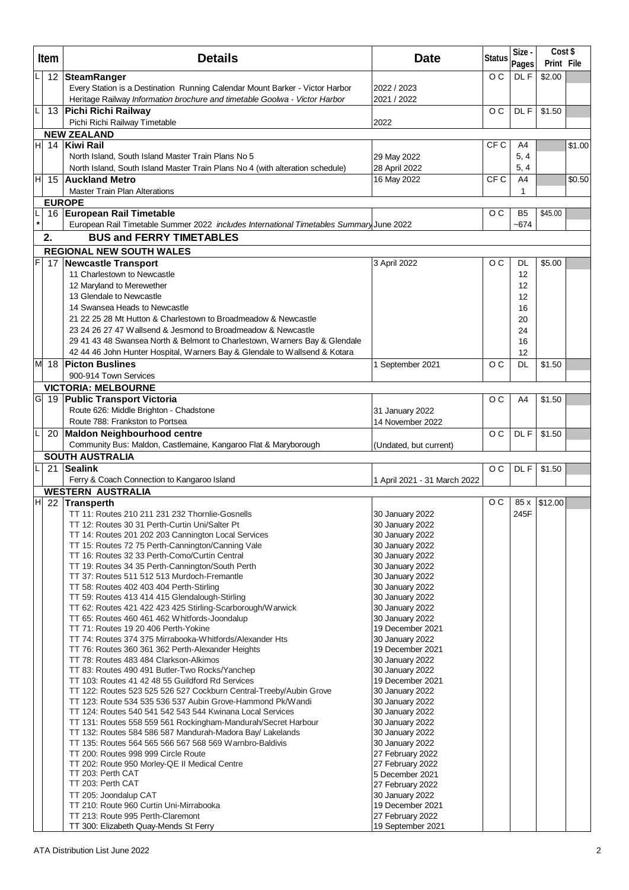| | Item | Details | Date | Status | Size - Pages | Cost $ Print | Cost $ File |
|---|---|---|---|---|---|---|---|
| L | 12 | **SteamRanger** | | O C | DL F | $2.00 | |
| | | Every Station is a Destination Running Calendar Mount Barker - Victor Harbor | 2022 / 2023 | | | | |
| | | Heritage Railway *Information brochure and timetable Goolwa - Victor Harbor* | 2021 / 2022 | | | | |
| L | 13 | **Pichi Richi Railway** | | O C | DL F | $1.50 | |
| | | Pichi Richi Railway Timetable | 2022 | | | | |
| | | **NEW ZEALAND** | | | | | |
| H | 14 | **Kiwi Rail** | | CF C | A4 | | $1.00 |
| | | North Island, South Island Master Train Plans No 5 | 29 May 2022 | | 5, 4 | | |
| | | North Island, South Island Master Train Plans No 4 (with alteration schedule) | 28 April 2022 | | 5, 4 | | |
| H | 15 | **Auckland Metro** | 16 May 2022 | CF C | A4 | | $0.50 |
| | | Master Train Plan Alterations | | | 1 | | |
| | | **EUROPE** | | | | | |
| L * | 16 | **European Rail Timetable** | | O C | B5 | $45.00 | |
| | | European Rail Timetable Summer 2022 *includes International Timetables Summary* | June 2022 | | ~674 | | |
| | **2.** | **BUS and FERRY TIMETABLES** | | | | | |
| | | **REGIONAL NEW SOUTH WALES** | | | | | |
| F | 17 | **Newcastle Transport** | 3 April 2022 | O C | DL | $5.00 | |
| | | 11 Charlestown to Newcastle | | | 12 | | |
| | | 12 Maryland to Merewether | | | 12 | | |
| | | 13 Glendale to Newcastle | | | 12 | | |
| | | 14 Swansea Heads to Newcastle | | | 16 | | |
| | | 21 22 25 28 Mt Hutton & Charlestown to Broadmeadow & Newcastle | | | 20 | | |
| | | 23 24 26 27 47 Wallsend & Jesmond to Broadmeadow & Newcastle | | | 24 | | |
| | | 29 41 43 48 Swansea North & Belmont to Charlestown, Warners Bay & Glendale | | | 16 | | |
| | | 42 44 46 John Hunter Hospital, Warners Bay & Glendale to Wallsend & Kotara | | | 12 | | |
| M | 18 | **Picton Buslines** | 1 September 2021 | O C | DL | $1.50 | |
| | | 900-914 Town Services | | | | | |
| | | **VICTORIA: MELBOURNE** | | | | | |
| G | 19 | **Public Transport Victoria** | | O C | A4 | $1.50 | |
| | | Route 626: Middle Brighton - Chadstone | 31 January 2022 | | | | |
| | | Route 788: Frankston to Portsea | 14 November 2022 | | | | |
| L | 20 | **Maldon Neighbourhood centre** | | O C | DL F | $1.50 | |
| | | Community Bus: Maldon, Castlemaine, Kangaroo Flat & Maryborough | (Undated, but current) | | | | |
| | | **SOUTH AUSTRALIA** | | | | | |
| L | 21 | **Sealink** | | O C | DL F | $1.50 | |
| | | Ferry & Coach Connection to Kangaroo Island | 1 April 2021 - 31 March 2022 | | | | |
| | | **WESTERN AUSTRALIA** | | | | | |
| H | 22 | **Transperth** | | O C | 85 x 245F | $12.00 | |
| | | TT 11: Routes 210 211 231 232 Thornlie-Gosnells | 30 January 2022 | | | | |
| | | TT 12: Routes 30 31 Perth-Curtin Uni/Salter Pt | 30 January 2022 | | | | |
| | | TT 14: Routes 201 202 203 Cannington Local Services | 30 January 2022 | | | | |
| | | TT 15: Routes 72 75 Perth-Cannington/Canning Vale | 30 January 2022 | | | | |
| | | TT 16: Routes 32 33 Perth-Como/Curtin Central | 30 January 2022 | | | | |
| | | TT 19: Routes 34 35 Perth-Cannington/South Perth | 30 January 2022 | | | | |
| | | TT 37: Routes 511 512 513 Murdoch-Fremantle | 30 January 2022 | | | | |
| | | TT 58: Routes 402 403 404 Perth-Stirling | 30 January 2022 | | | | |
| | | TT 59: Routes 413 414 415 Glendalough-Stirling | 30 January 2022 | | | | |
| | | TT 62: Routes 421 422 423 425 Stirling-Scarborough/Warwick | 30 January 2022 | | | | |
| | | TT 65: Routes 460 461 462 Whitfords-Joondalup | 30 January 2022 | | | | |
| | | TT 71: Routes 19 20 406 Perth-Yokine | 19 December 2021 | | | | |
| | | TT 74: Routes 374 375 Mirrabooka-Whitfords/Alexander Hts | 30 January 2022 | | | | |
| | | TT 76: Routes 360 361 362 Perth-Alexander Heights | 19 December 2021 | | | | |
| | | TT 78: Routes 483 484 Clarkson-Alkimos | 30 January 2022 | | | | |
| | | TT 83: Routes 490 491 Butler-Two Rocks/Yanchep | 30 January 2022 | | | | |
| | | TT 103: Routes 41 42 48 55 Guildford Rd Services | 19 December 2021 | | | | |
| | | TT 122: Routes 523 525 526 527 Cockburn Central-Treeby/Aubin Grove | 30 January 2022 | | | | |
| | | TT 123: Route 534 535 536 537 Aubin Grove-Hammond Pk/Wandi | 30 January 2022 | | | | |
| | | TT 124: Routes 540 541 542 543 544 Kwinana Local Services | 30 January 2022 | | | | |
| | | TT 131: Routes 558 559 561 Rockingham-Mandurah/Secret Harbour | 30 January 2022 | | | | |
| | | TT 132: Routes 584 586 587 Mandurah-Madora Bay/ Lakelands | 30 January 2022 | | | | |
| | | TT 135: Routes 564 565 566 567 568 569 Warnbro-Baldivis | 30 January 2022 | | | | |
| | | TT 200: Routes 998 999 Circle Route | 27 February 2022 | | | | |
| | | TT 202: Route 950 Morley-QE II Medical Centre | 27 February 2022 | | | | |
| | | TT 203: Perth CAT | 5 December 2021 | | | | |
| | | TT 203: Perth CAT | 27 February 2022 | | | | |
| | | TT 205: Joondalup CAT | 30 January 2022 | | | | |
| | | TT 210: Route 960 Curtin Uni-Mirrabooka | 19 December 2021 | | | | |
| | | TT 213: Route 995 Perth-Claremont | 27 February 2022 | | | | |
| | | TT 300: Elizabeth Quay-Mends St Ferry | 19 September 2021 | | | | |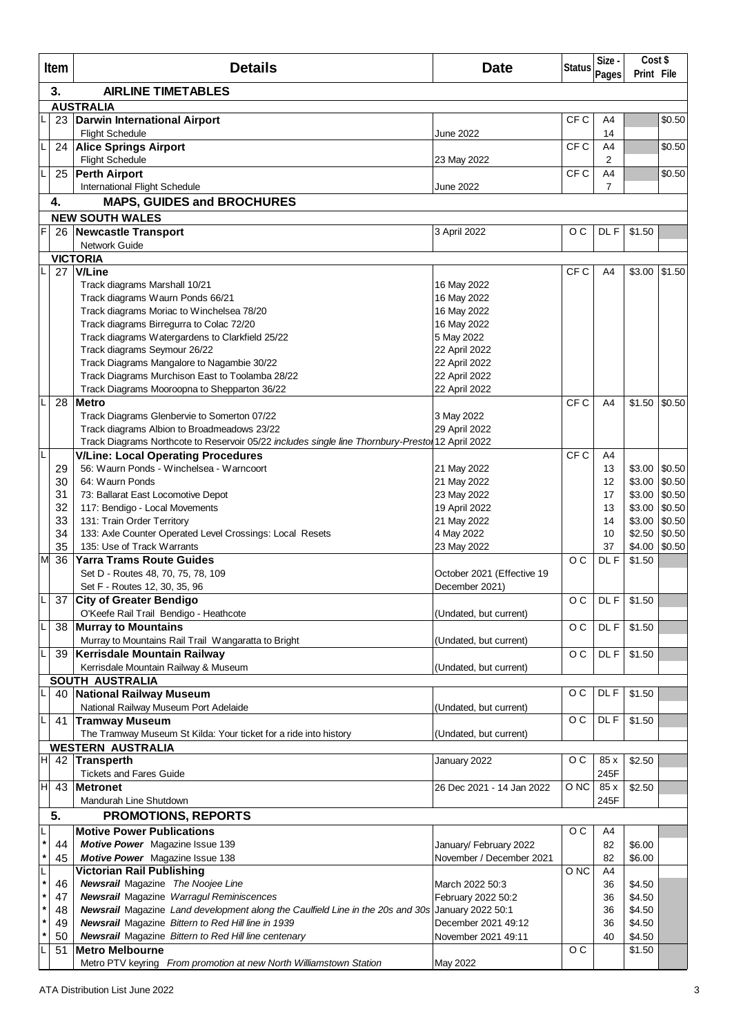| | Item | Details | Date | Status | Size - Pages | Cost $ Print | Cost $ File |
|---|---|---|---|---|---|---|---|
| | **3.** | **AIRLINE TIMETABLES** | | | | | |
| | | **AUSTRALIA** | | | | | |
| L | 23 | **Darwin International Airport** | | CF C | A4 | | $0.50 |
| | | Flight Schedule | June 2022 | | 14 | | |
| L | 24 | **Alice Springs Airport** | | CF C | A4 | | $0.50 |
| | | Flight Schedule | 23 May 2022 | | 2 | | |
| L | 25 | **Perth Airport** | | CF C | A4 | | $0.50 |
| | | International Flight Schedule | June 2022 | | 7 | | |
| | **4.** | **MAPS, GUIDES and BROCHURES** | | | | | |
| | | **NEW SOUTH WALES** | | | | | |
| F | 26 | **Newcastle Transport** | 3 April 2022 | O C | DL F | $1.50 | |
| | | Network Guide | | | | | |
| | | **VICTORIA** | | | | | |
| L | 27 | **V/Line** | | CF C | A4 | $3.00 | $1.50 |
| | | Track diagrams Marshall 10/21 | 16 May 2022 | | | | |
| | | Track diagrams Waurn Ponds 66/21 | 16 May 2022 | | | | |
| | | Track diagrams Moriac to Winchelsea 78/20 | 16 May 2022 | | | | |
| | | Track diagrams Birregurra to Colac 72/20 | 16 May 2022 | | | | |
| | | Track diagrams Watergardens to Clarkfield 25/22 | 5 May 2022 | | | | |
| | | Track diagrams Seymour 26/22 | 22 April 2022 | | | | |
| | | Track Diagrams Mangalore to Nagambie 30/22 | 22 April 2022 | | | | |
| | | Track Diagrams Murchison East to Toolamba 28/22 | 22 April 2022 | | | | |
| | | Track Diagrams Mooroopna to Shepparton 36/22 | 22 April 2022 | | | | |
| L | 28 | **Metro** | | CF C | A4 | $1.50 | $0.50 |
| | | Track Diagrams Glenbervie to Somerton 07/22 | 3 May 2022 | | | | |
| | | Track diagrams Albion to Broadmeadows 23/22 | 29 April 2022 | | | | |
| | | Track Diagrams Northcote to Reservoir 05/22 *includes single line Thornbury-Preston* | 12 April 2022 | | | | |
| L | | **V/Line: Local Operating Procedures** | | CF C | A4 | | |
| | 29 | 56: Waurn Ponds - Winchelsea - Warncoort | 21 May 2022 | | 13 | $3.00 | $0.50 |
| | 30 | 64: Waurn Ponds | 21 May 2022 | | 12 | $3.00 | $0.50 |
| | 31 | 73: Ballarat East Locomotive Depot | 23 May 2022 | | 17 | $3.00 | $0.50 |
| | 32 | 117: Bendigo - Local Movements | 19 April 2022 | | 13 | $3.00 | $0.50 |
| | 33 | 131: Train Order Territory | 21 May 2022 | | 14 | $3.00 | $0.50 |
| | 34 | 133: Axle Counter Operated Level Crossings: Local Resets | 4 May 2022 | | 10 | $2.50 | $0.50 |
| | 35 | 135: Use of Track Warrants | 23 May 2022 | | 37 | $4.00 | $0.50 |
| M | 36 | **Yarra Trams Route Guides** | | O C | DL F | $1.50 | |
| | | Set D - Routes 48, 70, 75, 78, 109 | October 2021 (Effective 19 | | | | |
| | | Set F - Routes 12, 30, 35, 96 | December 2021) | | | | |
| L | 37 | **City of Greater Bendigo** | | O C | DL F | $1.50 | |
| | | O'Keefe Rail Trail Bendigo - Heathcote | (Undated, but current) | | | | |
| L | 38 | **Murray to Mountains** | | O C | DL F | $1.50 | |
| | | Murray to Mountains Rail Trail Wangaratta to Bright | (Undated, but current) | | | | |
| L | 39 | **Kerrisdale Mountain Railway** | | O C | DL F | $1.50 | |
| | | Kerrisdale Mountain Railway & Museum | (Undated, but current) | | | | |
| | | **SOUTH AUSTRALIA** | | | | | |
| L | 40 | **National Railway Museum** | | O C | DL F | $1.50 | |
| | | National Railway Museum Port Adelaide | (Undated, but current) | | | | |
| L | 41 | **Tramway Museum** | | O C | DL F | $1.50 | |
| | | The Tramway Museum St Kilda: Your ticket for a ride into history | (Undated, but current) | | | | |
| | | **WESTERN AUSTRALIA** | | | | | |
| H | 42 | **Transperth** | January 2022 | O C | 85 x 245F | $2.50 | |
| | | Tickets and Fares Guide | | | | | |
| H | 43 | **Metronet** | 26 Dec 2021 - 14 Jan 2022 | O NC | 85 x 245F | $2.50 | |
| | | Mandurah Line Shutdown | | | | | |
| | **5.** | **PROMOTIONS, REPORTS** | | | | | |
| L | | **Motive Power Publications** | | O C | A4 | | |
| * | 44 | ***Motive Power*** Magazine Issue 139 | January/ February 2022 | | 82 | $6.00 | |
| * | 45 | ***Motive Power*** Magazine Issue 138 | November / December 2021 | | 82 | $6.00 | |
| L | | **Victorian Rail Publishing** | | O NC | A4 | | |
| * | 46 | ***Newsrail*** Magazine *The Noojee Line* | March 2022 50:3 | | 36 | $4.50 | |
| * | 47 | ***Newsrail*** Magazine *Warragul Reminiscences* | February 2022 50:2 | | 36 | $4.50 | |
| * | 48 | ***Newsrail*** Magazine *Land development along the Caulfield Line in the 20s and 30s* | January 2022 50:1 | | 36 | $4.50 | |
| * | 49 | ***Newsrail*** Magazine *Bittern to Red Hill line in 1939* | December 2021 49:12 | | 36 | $4.50 | |
| * | 50 | ***Newsrail*** Magazine *Bittern to Red Hill line centenary* | November 2021 49:11 | | 40 | $4.50 | |
| L | 51 | **Metro Melbourne** | | O C | | $1.50 | |
| | | Metro PTV keyring *From promotion at new North Williamstown Station* | May 2022 | | | | |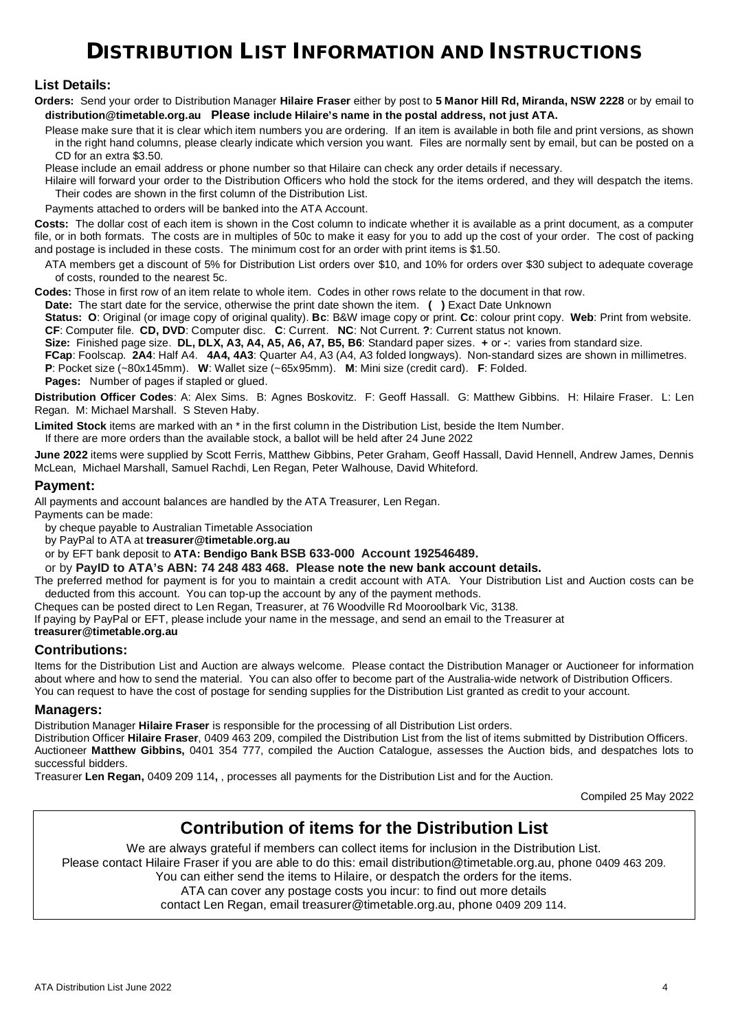# DISTRIBUTION LIST INFORMATION AND INSTRUCTIONS

## List Details:

**Orders:** Send your order to Distribution Manager **Hilaire Fraser** either by post to **5 Manor Hill Rd, Miranda, NSW 2228** or by email to **distribution@timetable.org.au** **Please include Hilaire's name in the postal address, not just ATA.**

Please make sure that it is clear which item numbers you are ordering. If an item is available in both file and print versions, as shown in the right hand columns, please clearly indicate which version you want. Files are normally sent by email, but can be posted on a CD for an extra $3.50.

Please include an email address or phone number so that Hilaire can check any order details if necessary.

Hilaire will forward your order to the Distribution Officers who hold the stock for the items ordered, and they will despatch the items. Their codes are shown in the first column of the Distribution List.

Payments attached to orders will be banked into the ATA Account.

**Costs:** The dollar cost of each item is shown in the Cost column to indicate whether it is available as a print document, as a computer file, or in both formats. The costs are in multiples of 50c to make it easy for you to add up the cost of your order. The cost of packing and postage is included in these costs. The minimum cost for an order with print items is $1.50.

ATA members get a discount of 5% for Distribution List orders over $10, and 10% for orders over $30 subject to adequate coverage of costs, rounded to the nearest 5c.

**Codes:** Those in first row of an item relate to whole item. Codes in other rows relate to the document in that row.

**Date:** The start date for the service, otherwise the print date shown the item. **( )** Exact Date Unknown

**Status: O**: Original (or image copy of original quality). **Bc**: B&W image copy or print. **Cc**: colour print copy. **Web**: Print from website. **CF**: Computer file. **CD, DVD**: Computer disc. **C**: Current. **NC**: Not Current. **?**: Current status not known.

**Size:** Finished page size. **DL, DLX, A3, A4, A5, A6, A7, B5, B6**: Standard paper sizes. **+** or **-**: varies from standard size.

**FCap**: Foolscap. **2A4**: Half A4. **4A4, 4A3**: Quarter A4, A3 (A4, A3 folded longways). Non-standard sizes are shown in millimetres.

**P**: Pocket size (~80x145mm). **W**: Wallet size (~65x95mm). **M**: Mini size (credit card). **F**: Folded.

**Pages:** Number of pages if stapled or glued.

**Distribution Officer Codes**: A: Alex Sims. B: Agnes Boskovitz. F: Geoff Hassall. G: Matthew Gibbins. H: Hilaire Fraser. L: Len Regan. M: Michael Marshall. S Steven Haby.

**Limited Stock** items are marked with an * in the first column in the Distribution List, beside the Item Number.

If there are more orders than the available stock, a ballot will be held after 24 June 2022

**June 2022** items were supplied by Scott Ferris, Matthew Gibbins, Peter Graham, Geoff Hassall, David Hennell, Andrew James, Dennis McLean, Michael Marshall, Samuel Rachdi, Len Regan, Peter Walhouse, David Whiteford.

## Payment:

All payments and account balances are handled by the ATA Treasurer, Len Regan.

Payments can be made:

by cheque payable to Australian Timetable Association

by PayPal to ATA at **treasurer@timetable.org.au**

or by EFT bank deposit to **ATA: Bendigo Bank BSB 633-000 Account 192546489.**

or by **PayID to ATA's ABN: 74 248 483 468. Please note the new bank account details.**

The preferred method for payment is for you to maintain a credit account with ATA. Your Distribution List and Auction costs can be deducted from this account. You can top-up the account by any of the payment methods.

Cheques can be posted direct to Len Regan, Treasurer, at 76 Woodville Rd Mooroolbark Vic, 3138.

If paying by PayPal or EFT, please include your name in the message, and send an email to the Treasurer at **treasurer@timetable.org.au**

## Contributions:

Items for the Distribution List and Auction are always welcome. Please contact the Distribution Manager or Auctioneer for information about where and how to send the material. You can also offer to become part of the Australia-wide network of Distribution Officers.

You can request to have the cost of postage for sending supplies for the Distribution List granted as credit to your account.

## Managers:

Distribution Manager **Hilaire Fraser** is responsible for the processing of all Distribution List orders.

Distribution Officer **Hilaire Fraser**, 0409 463 209, compiled the Distribution List from the list of items submitted by Distribution Officers.

Auctioneer **Matthew Gibbins,** 0401 354 777, compiled the Auction Catalogue, assesses the Auction bids, and despatches lots to successful bidders.

Treasurer **Len Regan,** 0409 209 114**,** , processes all payments for the Distribution List and for the Auction.

Compiled 25 May 2022

## Contribution of items for the Distribution List

We are always grateful if members can collect items for inclusion in the Distribution List.

Please contact Hilaire Fraser if you are able to do this: email distribution@timetable.org.au, phone 0409 463 209.

You can either send the items to Hilaire, or despatch the orders for the items.

ATA can cover any postage costs you incur: to find out more details

contact Len Regan, email treasurer@timetable.org.au, phone 0409 209 114.